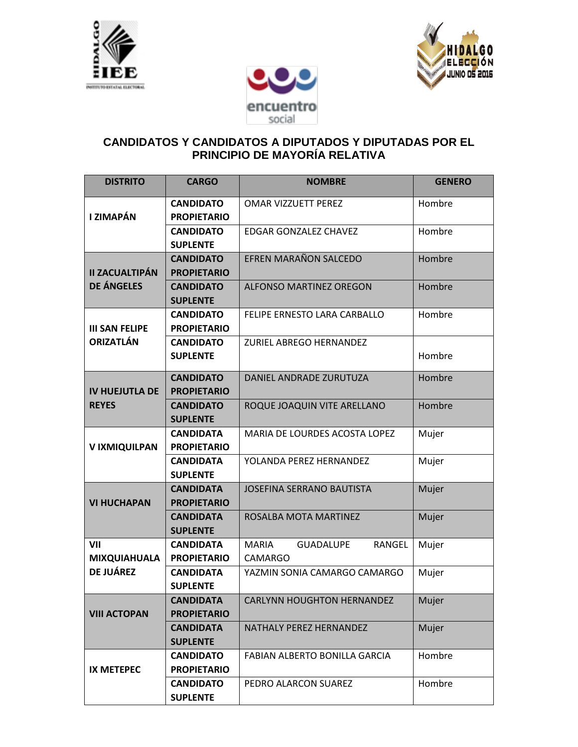## CANDIDATOS Y CANDIDATOS A DIPUTADOS Y DIPUTADAS POR EL PRINCIPIO DE MAYORÍA RELATIVA

| DISTRITO | CARGO | NOMBRE | GENERO |
|---|---|---|---|
| I ZIMAPÁN | CANDIDATO PROPIETARIO | OMAR VIZZUETT PEREZ | Hombre |
| | CANDIDATO SUPLENTE | EDGAR GONZALEZ CHAVEZ | Hombre |
| II ZACUALTIPÁN DE ÁNGELES | CANDIDATO PROPIETARIO | EFREN MARAÑON SALCEDO | Hombre |
| | CANDIDATO SUPLENTE | ALFONSO MARTINEZ OREGON | Hombre |
| III SAN FELIPE ORIZATLÁN | CANDIDATO PROPIETARIO | FELIPE ERNESTO LARA CARBALLO | Hombre |
| | CANDIDATO SUPLENTE | ZURIEL ABREGO HERNANDEZ | Hombre |
| IV HUEJUTLA DE REYES | CANDIDATO PROPIETARIO | DANIEL ANDRADE ZURUTUZA | Hombre |
| | CANDIDATO SUPLENTE | ROQUE JOAQUIN VITE ARELLANO | Hombre |
| V IXMIQUILPAN | CANDIDATA PROPIETARIO | MARIA DE LOURDES ACOSTA LOPEZ | Mujer |
| | CANDIDATA SUPLENTE | YOLANDA PEREZ HERNANDEZ | Mujer |
| VI HUCHAPAN | CANDIDATA PROPIETARIO | JOSEFINA SERRANO BAUTISTA | Mujer |
| | CANDIDATA SUPLENTE | ROSALBA MOTA MARTINEZ | Mujer |
| VII MIXQUIAHUALA DE JUÁREZ | CANDIDATA PROPIETARIO | MARIA GUADALUPE RANGEL CAMARGO | Mujer |
| | CANDIDATA SUPLENTE | YAZMIN SONIA CAMARGO CAMARGO | Mujer |
| VIII ACTOPAN | CANDIDATA PROPIETARIO | CARLYNN HOUGHTON HERNANDEZ | Mujer |
| | CANDIDATA SUPLENTE | NATHALY PEREZ HERNANDEZ | Mujer |
| IX METEPEC | CANDIDATO PROPIETARIO | FABIAN ALBERTO BONILLA GARCIA | Hombre |
| | CANDIDATO SUPLENTE | PEDRO ALARCON SUAREZ | Hombre |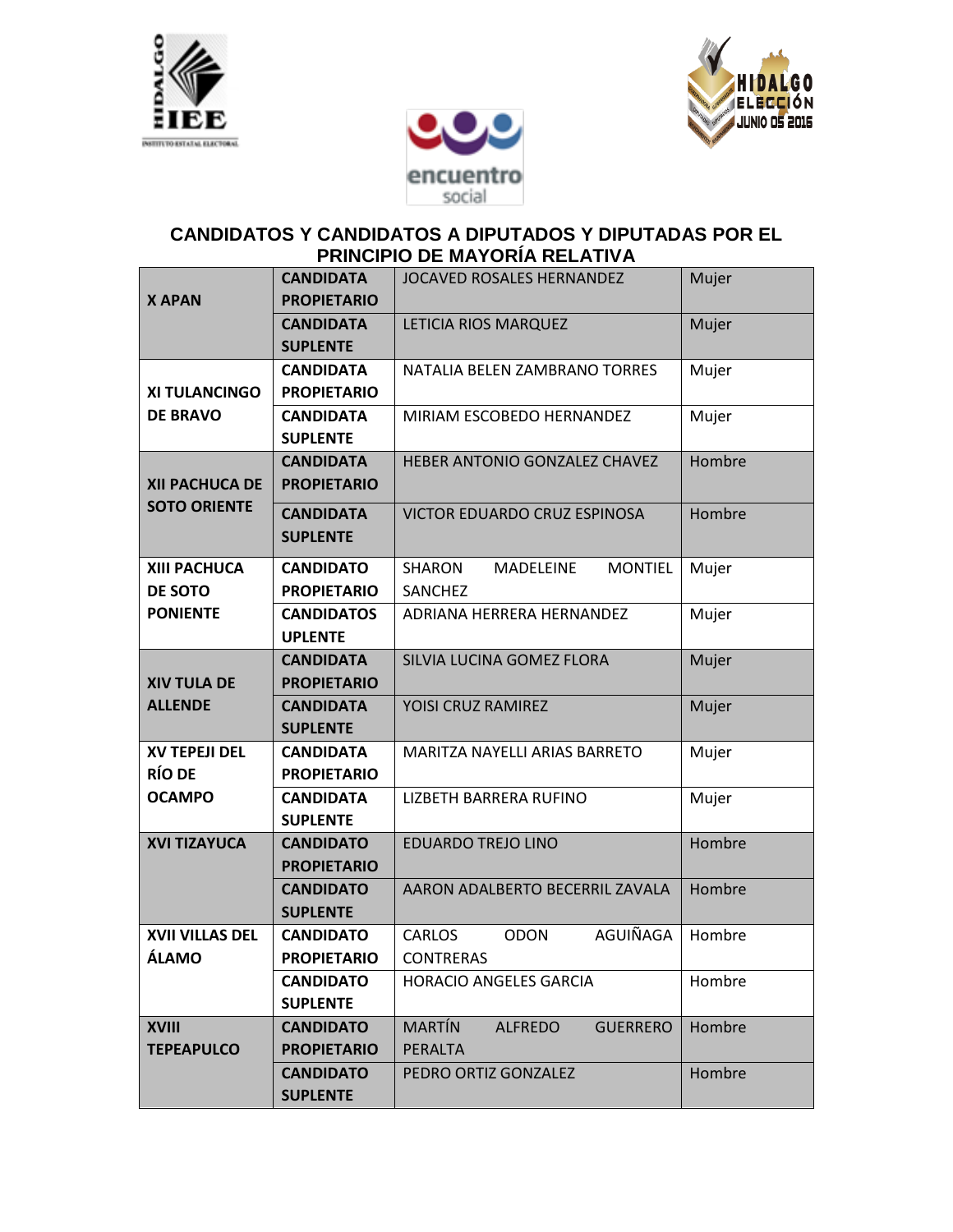## CANDIDATOS Y CANDIDATOS A DIPUTADOS Y DIPUTADAS POR EL PRINCIPIO DE MAYORÍA RELATIVA

| | | | |
|---|---|---|---|
| X APAN | CANDIDATA PROPIETARIO | JOCAVED ROSALES HERNANDEZ | Mujer |
| | CANDIDATA SUPLENTE | LETICIA RIOS MARQUEZ | Mujer |
| XI TULANCINGO DE BRAVO | CANDIDATA PROPIETARIO | NATALIA BELEN ZAMBRANO TORRES | Mujer |
| | CANDIDATA SUPLENTE | MIRIAM ESCOBEDO HERNANDEZ | Mujer |
| XII PACHUCA DE SOTO ORIENTE | CANDIDATA PROPIETARIO | HEBER ANTONIO GONZALEZ CHAVEZ | Hombre |
| | CANDIDATA SUPLENTE | VICTOR EDUARDO CRUZ ESPINOSA | Hombre |
| XIII PACHUCA DE SOTO PONIENTE | CANDIDATO PROPIETARIO | SHARON MADELEINE MONTIEL SANCHEZ | Mujer |
| | CANDIDATOS UPLENTE | ADRIANA HERRERA HERNANDEZ | Mujer |
| XIV TULA DE ALLENDE | CANDIDATA PROPIETARIO | SILVIA LUCINA GOMEZ FLORA | Mujer |
| | CANDIDATA SUPLENTE | YOISI CRUZ RAMIREZ | Mujer |
| XV TEPEJI DEL RÍO DE OCAMPO | CANDIDATA PROPIETARIO | MARITZA NAYELLI ARIAS BARRETO | Mujer |
| | CANDIDATA SUPLENTE | LIZBETH BARRERA RUFINO | Mujer |
| XVI TIZAYUCA | CANDIDATO PROPIETARIO | EDUARDO TREJO LINO | Hombre |
| | CANDIDATO SUPLENTE | AARON ADALBERTO BECERRIL ZAVALA | Hombre |
| XVII VILLAS DEL ÁLAMO | CANDIDATO PROPIETARIO | CARLOS ODON AGUIÑAGA CONTRERAS | Hombre |
| | CANDIDATO SUPLENTE | HORACIO ANGELES GARCIA | Hombre |
| XVIII TEPEAPULCO | CANDIDATO PROPIETARIO | MARTÍN ALFREDO GUERRERO PERALTA | Hombre |
| | CANDIDATO SUPLENTE | PEDRO ORTIZ GONZALEZ | Hombre |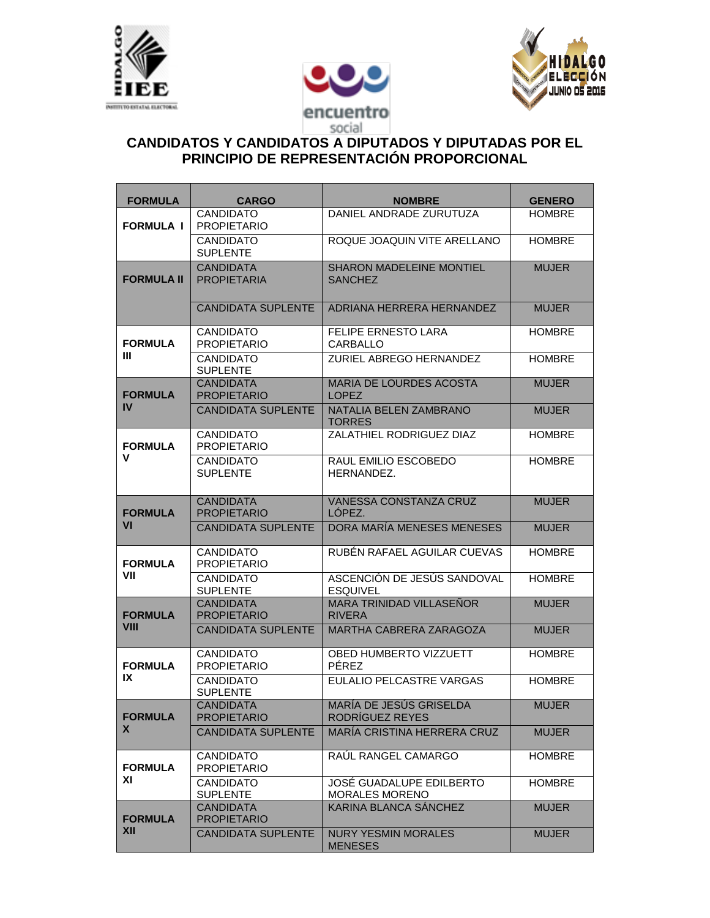## CANDIDATOS Y CANDIDATOS A DIPUTADOS Y DIPUTADAS POR EL PRINCIPIO DE REPRESENTACIÓN PROPORCIONAL

| FORMULA | CARGO | NOMBRE | GENERO |
|---|---|---|---|
| **FORMULA I** | CANDIDATO PROPIETARIO | DANIEL ANDRADE ZURUTUZA | HOMBRE |
| | CANDIDATO SUPLENTE | ROQUE JOAQUIN VITE ARELLANO | HOMBRE |
| **FORMULA II** | CANDIDATA PROPIETARIA | SHARON MADELEINE MONTIEL SANCHEZ | MUJER |
| | CANDIDATA SUPLENTE | ADRIANA HERRERA HERNANDEZ | MUJER |
| **FORMULA III** | CANDIDATO PROPIETARIO | FELIPE ERNESTO LARA CARBALLO | HOMBRE |
| | CANDIDATO SUPLENTE | ZURIEL ABREGO HERNANDEZ | HOMBRE |
| **FORMULA IV** | CANDIDATA PROPIETARIO | MARIA DE LOURDES ACOSTA LOPEZ | MUJER |
| | CANDIDATA SUPLENTE | NATALIA BELEN ZAMBRANO TORRES | MUJER |
| **FORMULA V** | CANDIDATO PROPIETARIO | ZALATHIEL RODRIGUEZ DIAZ | HOMBRE |
| | CANDIDATO SUPLENTE | RAUL EMILIO ESCOBEDO HERNANDEZ. | HOMBRE |
| **FORMULA VI** | CANDIDATA PROPIETARIO | VANESSA CONSTANZA CRUZ LÓPEZ. | MUJER |
| | CANDIDATA SUPLENTE | DORA MARÍA MENESES MENESES | MUJER |
| **FORMULA VII** | CANDIDATO PROPIETARIO | RUBÉN RAFAEL AGUILAR CUEVAS | HOMBRE |
| | CANDIDATO SUPLENTE | ASCENCIÓN DE JESÚS SANDOVAL ESQUIVEL | HOMBRE |
| **FORMULA VIII** | CANDIDATA PROPIETARIO | MARA TRINIDAD VILLASEÑOR RIVERA | MUJER |
| | CANDIDATA SUPLENTE | MARTHA CABRERA ZARAGOZA | MUJER |
| **FORMULA IX** | CANDIDATO PROPIETARIO | OBED HUMBERTO VIZZUETT PÉREZ | HOMBRE |
| | CANDIDATO SUPLENTE | EULALIO PELCASTRE VARGAS | HOMBRE |
| **FORMULA X** | CANDIDATA PROPIETARIO | MARÍA DE JESÚS GRISELDA RODRÍGUEZ REYES | MUJER |
| | CANDIDATA SUPLENTE | MARÍA CRISTINA HERRERA CRUZ | MUJER |
| **FORMULA XI** | CANDIDATO PROPIETARIO | RAÚL RANGEL CAMARGO | HOMBRE |
| | CANDIDATO SUPLENTE | JOSÉ GUADALUPE EDILBERTO MORALES MORENO | HOMBRE |
| **FORMULA XII** | CANDIDATA PROPIETARIO | KARINA BLANCA SÁNCHEZ | MUJER |
| | CANDIDATA SUPLENTE | NURY YESMIN MORALES MENESES | MUJER |